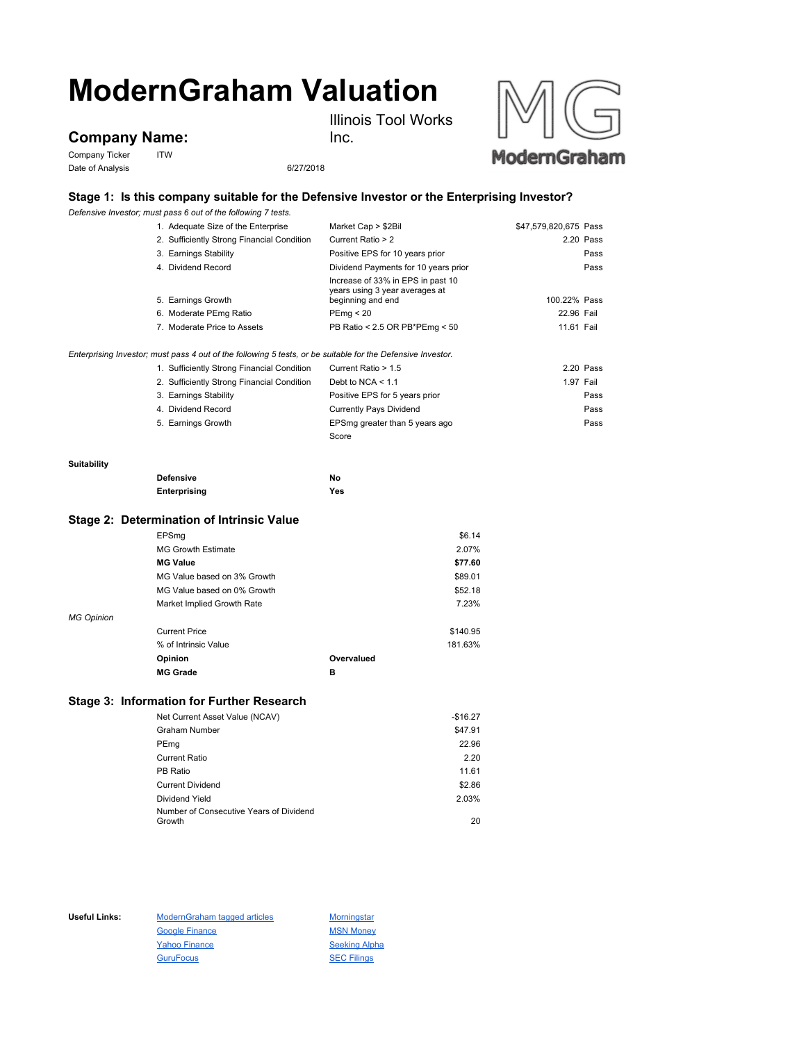# ModernGraham Valuation

## Company Name:

Illinois Tool Works Inc.

Company Ticker: ITW

Date of Analysis: 6/27/2018

### Stage 1: Is this company suitable for the Defensive Investor or the Enterprising Investor?

*Defensive Investor; must pass 6 out of the following 7 tests.*

| Test | Criterion | Value | Result |
|---|---|---|---|
| 1. Adequate Size of the Enterprise | Market Cap > $2Bil | $47,579,820,675 | Pass |
| 2. Sufficiently Strong Financial Condition | Current Ratio > 2 | 2.20 | Pass |
| 3. Earnings Stability | Positive EPS for 10 years prior | | Pass |
| 4. Dividend Record | Dividend Payments for 10 years prior | | Pass |
| 5. Earnings Growth | Increase of 33% in EPS in past 10 years using 3 year averages at beginning and end | 100.22% | Pass |
| 6. Moderate PEmg Ratio | PEmg < 20 | 22.96 | Fail |
| 7. Moderate Price to Assets | PB Ratio < 2.5 OR PB*PEmg < 50 | 11.61 | Fail |

*Enterprising Investor; must pass 4 out of the following 5 tests, or be suitable for the Defensive Investor.*

| Test | Criterion | Value | Result |
|---|---|---|---|
| 1. Sufficiently Strong Financial Condition | Current Ratio > 1.5 | 2.20 | Pass |
| 2. Sufficiently Strong Financial Condition | Debt to NCA < 1.1 | 1.97 | Fail |
| 3. Earnings Stability | Positive EPS for 5 years prior | | Pass |
| 4. Dividend Record | Currently Pays Dividend | | Pass |
| 5. Earnings Growth | EPSmg greater than 5 years ago | | Pass |
| | Score | | |

**Suitability**

| | |
|---|---|
| **Defensive** | **No** |
| **Enterprising** | **Yes** |

### Stage 2: Determination of Intrinsic Value

| | |
|---|---|
| EPSmg | $6.14 |
| MG Growth Estimate | 2.07% |
| **MG Value** | **$77.60** |
| MG Value based on 3% Growth | $89.01 |
| MG Value based on 0% Growth | $52.18 |
| Market Implied Growth Rate | 7.23% |

*MG Opinion*

| | |
|---|---|
| Current Price | $140.95 |
| % of Intrinsic Value | 181.63% |
| **Opinion** | **Overvalued** |
| **MG Grade** | **B** |

### Stage 3: Information for Further Research

| | |
|---|---|
| Net Current Asset Value (NCAV) | -$16.27 |
| Graham Number | $47.91 |
| PEmg | 22.96 |
| Current Ratio | 2.20 |
| PB Ratio | 11.61 |
| Current Dividend | $2.86 |
| Dividend Yield | 2.03% |
| Number of Consecutive Years of Dividend Growth | 20 |

**Useful Links:**

- ModernGraham tagged articles
- Google Finance
- Yahoo Finance
- GuruFocus
- Morningstar
- MSN Money
- Seeking Alpha
- SEC Filings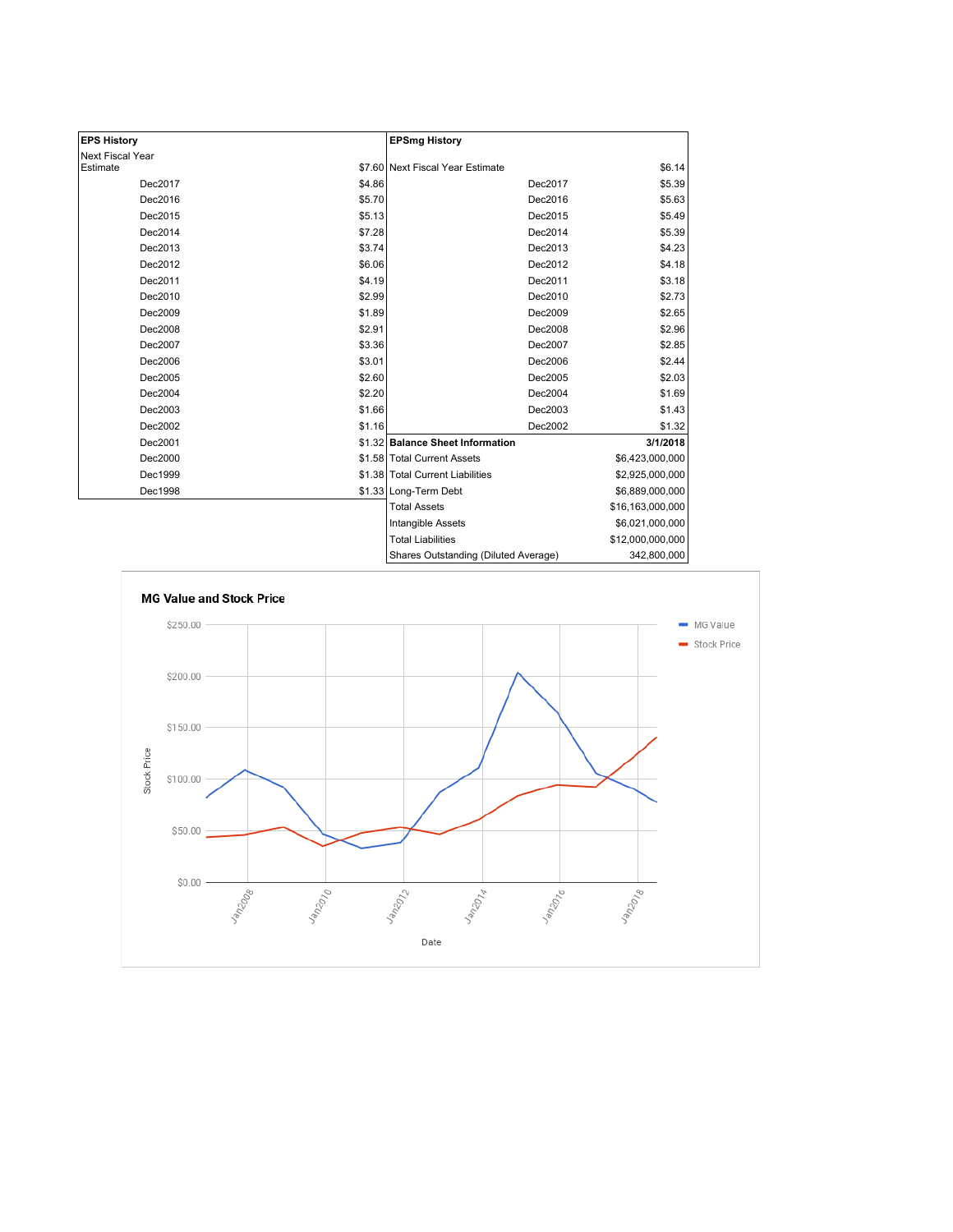| EPS History | |
|---|---|
| Next Fiscal Year Estimate | $7.60 |
| Dec2017 | $4.86 |
| Dec2016 | $5.70 |
| Dec2015 | $5.13 |
| Dec2014 | $7.28 |
| Dec2013 | $3.74 |
| Dec2012 | $6.06 |
| Dec2011 | $4.19 |
| Dec2010 | $2.99 |
| Dec2009 | $1.89 |
| Dec2008 | $2.91 |
| Dec2007 | $3.36 |
| Dec2006 | $3.01 |
| Dec2005 | $2.60 |
| Dec2004 | $2.20 |
| Dec2003 | $1.66 |
| Dec2002 | $1.16 |
| Dec2001 | $1.32 |
| Dec2000 | $1.58 |
| Dec1999 | $1.38 |
| Dec1998 | $1.33 |

| EPSmg History | |
|---|---|
| Next Fiscal Year Estimate | $6.14 |
| Dec2017 | $5.39 |
| Dec2016 | $5.63 |
| Dec2015 | $5.49 |
| Dec2014 | $5.39 |
| Dec2013 | $4.23 |
| Dec2012 | $4.18 |
| Dec2011 | $3.18 |
| Dec2010 | $2.73 |
| Dec2009 | $2.65 |
| Dec2008 | $2.96 |
| Dec2007 | $2.85 |
| Dec2006 | $2.44 |
| Dec2005 | $2.03 |
| Dec2004 | $1.69 |
| Dec2003 | $1.43 |
| Dec2002 | $1.32 |

| Balance Sheet Information | 3/1/2018 |
|---|---|
| Total Current Assets | $6,423,000,000 |
| Total Current Liabilities | $2,925,000,000 |
| Long-Term Debt | $6,889,000,000 |
| Total Assets | $16,163,000,000 |
| Intangible Assets | $6,021,000,000 |
| Total Liabilities | $12,000,000,000 |
| Shares Outstanding (Diluted Average) | 342,800,000 |

**MG Value and Stock Price**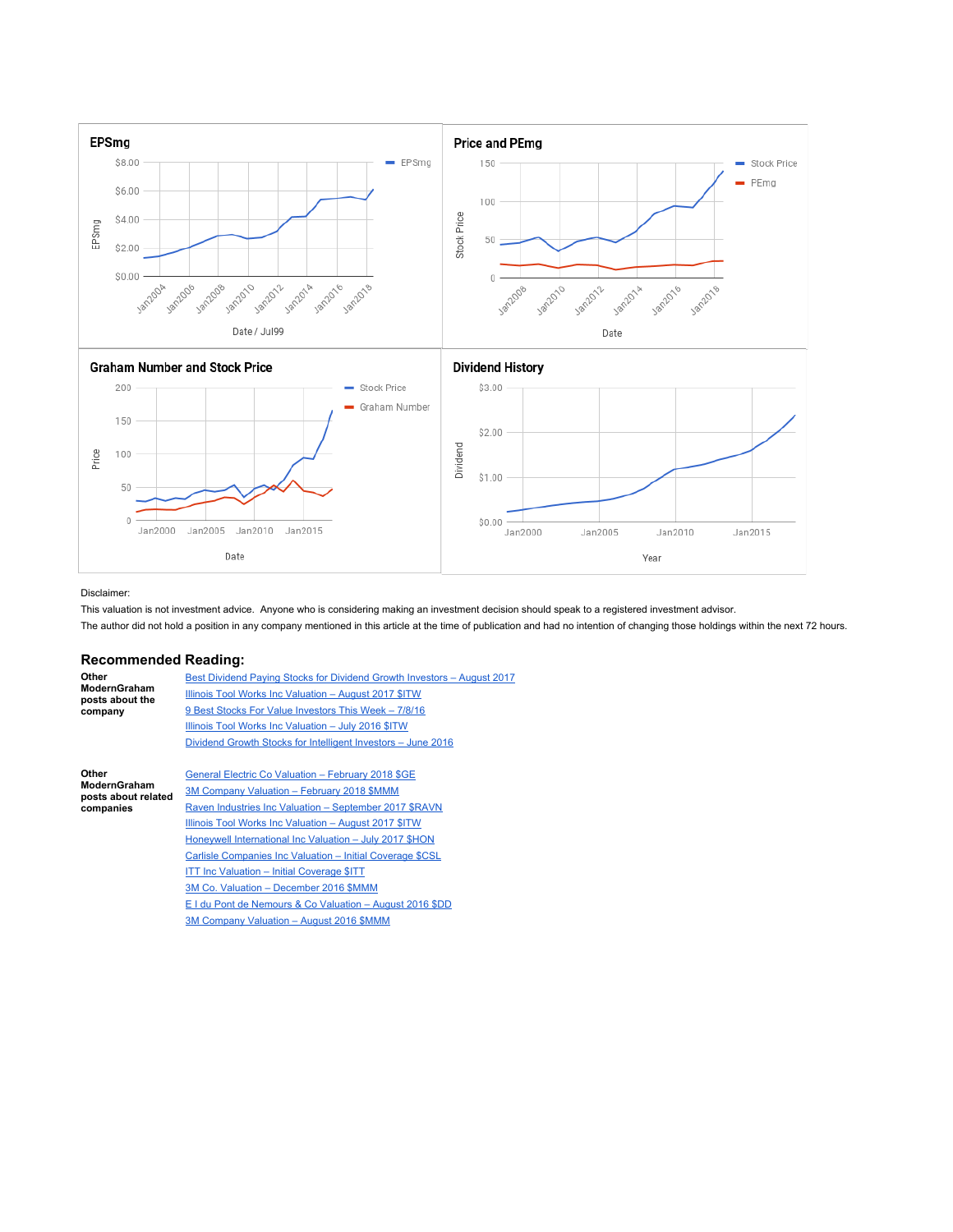EPSmg

$8.00
$6.00
$4.00
$2.00
$0.00

EPSmg

Jan2004 Jan2006 Jan2008 Jan2010 Jan2012 Jan2014 Jan2016 Jan2018

Date / Jul99

Price and PEmg

150
100
50
0

Stock Price

Stock Price
PEmg

Jan2008 Jan2010 Jan2012 Jan2014 Jan2016 Jan2018

Date

Graham Number and Stock Price

200
150
100
50
0

Price

Stock Price
Graham Number

Jan2000 Jan2005 Jan2010 Jan2015

Date

Dividend History

$3.00
$2.00
$1.00
$0.00

Dividend

Jan2000 Jan2005 Jan2010 Jan2015

Year

Disclaimer:

This valuation is not investment advice. Anyone who is considering making an investment decision should speak to a registered investment advisor.

The author did not hold a position in any company mentioned in this article at the time of publication and had no intention of changing those holdings within the next 72 hours.

## Recommended Reading:

**Other ModernGraham posts about the company**

- Best Dividend Paying Stocks for Dividend Growth Investors – August 2017
- Illinois Tool Works Inc Valuation – August 2017 $ITW
- 9 Best Stocks For Value Investors This Week – 7/8/16
- Illinois Tool Works Inc Valuation – July 2016 $ITW
- Dividend Growth Stocks for Intelligent Investors – June 2016

**Other ModernGraham posts about related companies**

- General Electric Co Valuation – February 2018 $GE
- 3M Company Valuation – February 2018 $MMM
- Raven Industries Inc Valuation – September 2017 $RAVN
- Illinois Tool Works Inc Valuation – August 2017 $ITW
- Honeywell International Inc Valuation – July 2017 $HON
- Carlisle Companies Inc Valuation – Initial Coverage $CSL
- ITT Inc Valuation – Initial Coverage $ITT
- 3M Co. Valuation – December 2016 $MMM
- E I du Pont de Nemours & Co Valuation – August 2016 $DD
- 3M Company Valuation – August 2016 $MMM